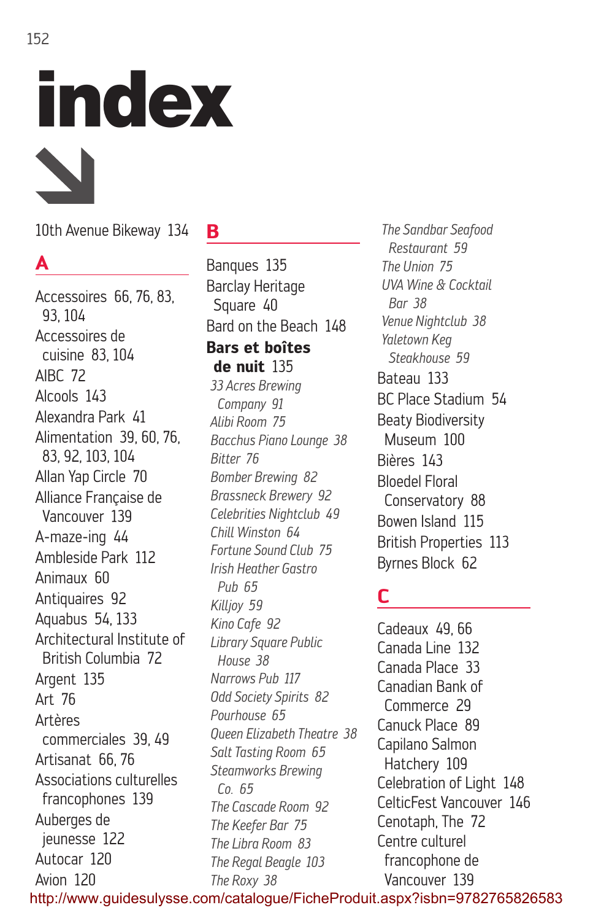# index

10th Avenue Bikeway 134

## A

Accessoires 66, 76, 83, 93, 104
Accessoires de cuisine 83, 104
AIBC 72
Alcools 143
Alexandra Park 41
Alimentation 39, 60, 76, 83, 92, 103, 104
Allan Yap Circle 70
Alliance Française de Vancouver 139
A-maze-ing 44
Ambleside Park 112
Animaux 60
Antiquaires 92
Aquabus 54, 133
Architectural Institute of British Columbia 72
Argent 135
Art 76
Artères commerciales 39, 49
Artisanat 66, 76
Associations culturelles francophones 139
Auberges de jeunesse 122
Autocar 120
Avion 120

## B

Banques 135
Barclay Heritage Square 40
Bard on the Beach 148
**Bars et boîtes de nuit** 135
*33 Acres Brewing Company 91*
*Alibi Room 75*
*Bacchus Piano Lounge 38*
*Bitter 76*
*Bomber Brewing 82*
*Brassneck Brewery 92*
*Celebrities Nightclub 49*
*Chill Winston 64*
*Fortune Sound Club 75*
*Irish Heather Gastro Pub 65*
*Killjoy 59*
*Kino Cafe 92*
*Library Square Public House 38*
*Narrows Pub 117*
*Odd Society Spirits 82*
*Pourhouse 65*
*Queen Elizabeth Theatre 38*
*Salt Tasting Room 65*
*Steamworks Brewing Co. 65*
*The Cascade Room 92*
*The Keefer Bar 75*
*The Libra Room 83*
*The Regal Beagle 103*
*The Roxy 38*
*The Sandbar Seafood Restaurant 59*
*The Union 75*
*UVA Wine & Cocktail Bar 38*
*Venue Nightclub 38*
*Yaletown Keg Steakhouse 59*
Bateau 133
BC Place Stadium 54
Beaty Biodiversity Museum 100
Bières 143
Bloedel Floral Conservatory 88
Bowen Island 115
British Properties 113
Byrnes Block 62

## C

Cadeaux 49, 66
Canada Line 132
Canada Place 33
Canadian Bank of Commerce 29
Canuck Place 89
Capilano Salmon Hatchery 109
Celebration of Light 148
CelticFest Vancouver 146
Cenotaph, The 72
Centre culturel francophone de Vancouver 139

http://www.guidesulysse.com/catalogue/FicheProduit.aspx?isbn=9782765826583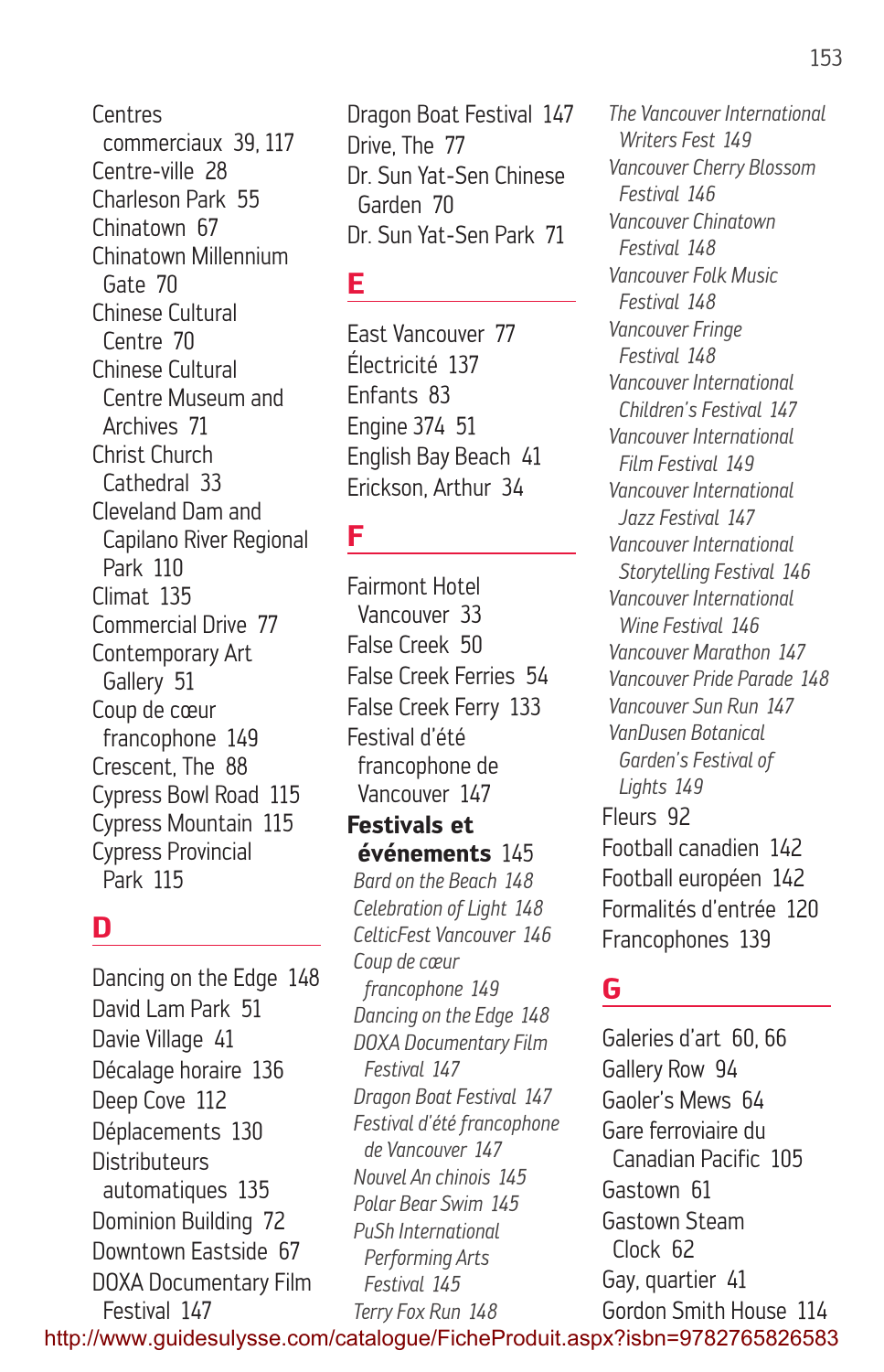Centres commerciaux 39, 117
Centre-ville 28
Charleson Park 55
Chinatown 67
Chinatown Millennium Gate 70
Chinese Cultural Centre 70
Chinese Cultural Centre Museum and Archives 71
Christ Church Cathedral 33
Cleveland Dam and Capilano River Regional Park 110
Climat 135
Commercial Drive 77
Contemporary Art Gallery 51
Coup de cœur francophone 149
Crescent, The 88
Cypress Bowl Road 115
Cypress Mountain 115
Cypress Provincial Park 115

## D

Dancing on the Edge 148
David Lam Park 51
Davie Village 41
Décalage horaire 136
Deep Cove 112
Déplacements 130
Distributeurs automatiques 135
Dominion Building 72
Downtown Eastside 67
DOXA Documentary Film Festival 147
Dragon Boat Festival 147
Drive, The 77
Dr. Sun Yat-Sen Chinese Garden 70
Dr. Sun Yat-Sen Park 71

## E

East Vancouver 77
Électricité 137
Enfants 83
Engine 374 51
English Bay Beach 41
Erickson, Arthur 34

## F

Fairmont Hotel Vancouver 33
False Creek 50
False Creek Ferries 54
False Creek Ferry 133
Festival d'été francophone de Vancouver 147
**Festivals et événements** 145
*Bard on the Beach 148*
*Celebration of Light 148*
*CelticFest Vancouver 146*
*Coup de cœur francophone 149*
*Dancing on the Edge 148*
*DOXA Documentary Film Festival 147*
*Dragon Boat Festival 147*
*Festival d'été francophone de Vancouver 147*
*Nouvel An chinois 145*
*Polar Bear Swim 145*
*PuSh International Performing Arts Festival 145*
*Terry Fox Run 148*
*The Vancouver International Writers Fest 149*
*Vancouver Cherry Blossom Festival 146*
*Vancouver Chinatown Festival 148*
*Vancouver Folk Music Festival 148*
*Vancouver Fringe Festival 148*
*Vancouver International Children's Festival 147*
*Vancouver International Film Festival 149*
*Vancouver International Jazz Festival 147*
*Vancouver International Storytelling Festival 146*
*Vancouver International Wine Festival 146*
*Vancouver Marathon 147*
*Vancouver Pride Parade 148*
*Vancouver Sun Run 147*
*VanDusen Botanical Garden's Festival of Lights 149*
Fleurs 92
Football canadien 142
Football européen 142
Formalités d'entrée 120
Francophones 139

## G

Galeries d'art 60, 66
Gallery Row 94
Gaoler's Mews 64
Gare ferroviaire du Canadian Pacific 105
Gastown 61
Gastown Steam Clock 62
Gay, quartier 41
Gordon Smith House 114

http://www.guidesulysse.com/catalogue/FicheProduit.aspx?isbn=9782765826583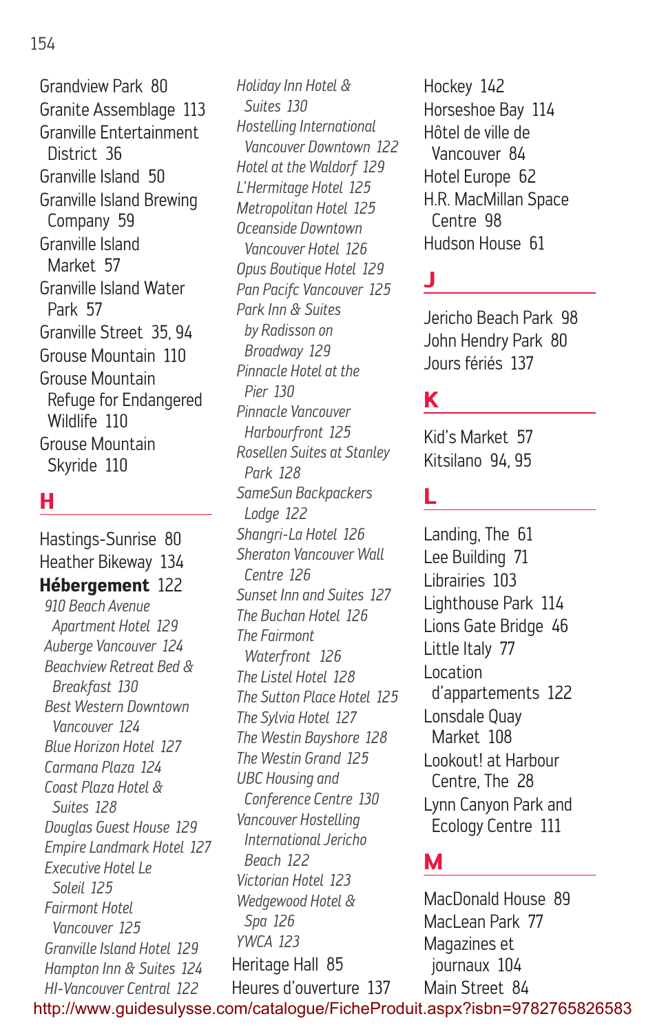Grandview Park 80
Granite Assemblage 113
Granville Entertainment District 36
Granville Island 50
Granville Island Brewing Company 59
Granville Island Market 57
Granville Island Water Park 57
Granville Street 35, 94
Grouse Mountain 110
Grouse Mountain Refuge for Endangered Wildlife 110
Grouse Mountain Skyride 110

## H

Hastings-Sunrise 80
Heather Bikeway 134
**Hébergement** 122
*910 Beach Avenue Apartment Hotel 129*
*Auberge Vancouver 124*
*Beachview Retreat Bed & Breakfast 130*
*Best Western Downtown Vancouver 124*
*Blue Horizon Hotel 127*
*Carmana Plaza 124*
*Coast Plaza Hotel & Suites 128*
*Douglas Guest House 129*
*Empire Landmark Hotel 127*
*Executive Hotel Le Soleil 125*
*Fairmont Hotel Vancouver 125*
*Granville Island Hotel 129*
*Hampton Inn & Suites 124*
*HI-Vancouver Central 122*
*Holiday Inn Hotel & Suites 130*
*Hostelling International Vancouver Downtown 122*
*Hotel at the Waldorf 129*
*L'Hermitage Hotel 125*
*Metropolitan Hotel 125*
*Oceanside Downtown Vancouver Hotel 126*
*Opus Boutique Hotel 129*
*Pan Pacifc Vancouver 125*
*Park Inn & Suites by Radisson on Broadway 129*
*Pinnacle Hotel at the Pier 130*
*Pinnacle Vancouver Harbourfront 125*
*Rosellen Suites at Stanley Park 128*
*SameSun Backpackers Lodge 122*
*Shangri-La Hotel 126*
*Sheraton Vancouver Wall Centre 126*
*Sunset Inn and Suites 127*
*The Buchan Hotel 126*
*The Fairmont Waterfront 126*
*The Listel Hotel 128*
*The Sutton Place Hotel 125*
*The Sylvia Hotel 127*
*The Westin Bayshore 128*
*The Westin Grand 125*
*UBC Housing and Conference Centre 130*
*Vancouver Hostelling International Jericho Beach 122*
*Victorian Hotel 123*
*Wedgewood Hotel & Spa 126*
*YWCA 123*
Heritage Hall 85
Heures d'ouverture 137
Hockey 142
Horseshoe Bay 114
Hôtel de ville de Vancouver 84
Hotel Europe 62
H.R. MacMillan Space Centre 98
Hudson House 61

## J

Jericho Beach Park 98
John Hendry Park 80
Jours fériés 137

## K

Kid's Market 57
Kitsilano 94, 95

## L

Landing, The 61
Lee Building 71
Librairies 103
Lighthouse Park 114
Lions Gate Bridge 46
Little Italy 77
Location d'appartements 122
Lonsdale Quay Market 108
Lookout! at Harbour Centre, The 28
Lynn Canyon Park and Ecology Centre 111

## M

MacDonald House 89
MacLean Park 77
Magazines et journaux 104
Main Street 84

http://www.guidesulysse.com/catalogue/FicheProduit.aspx?isbn=9782765826583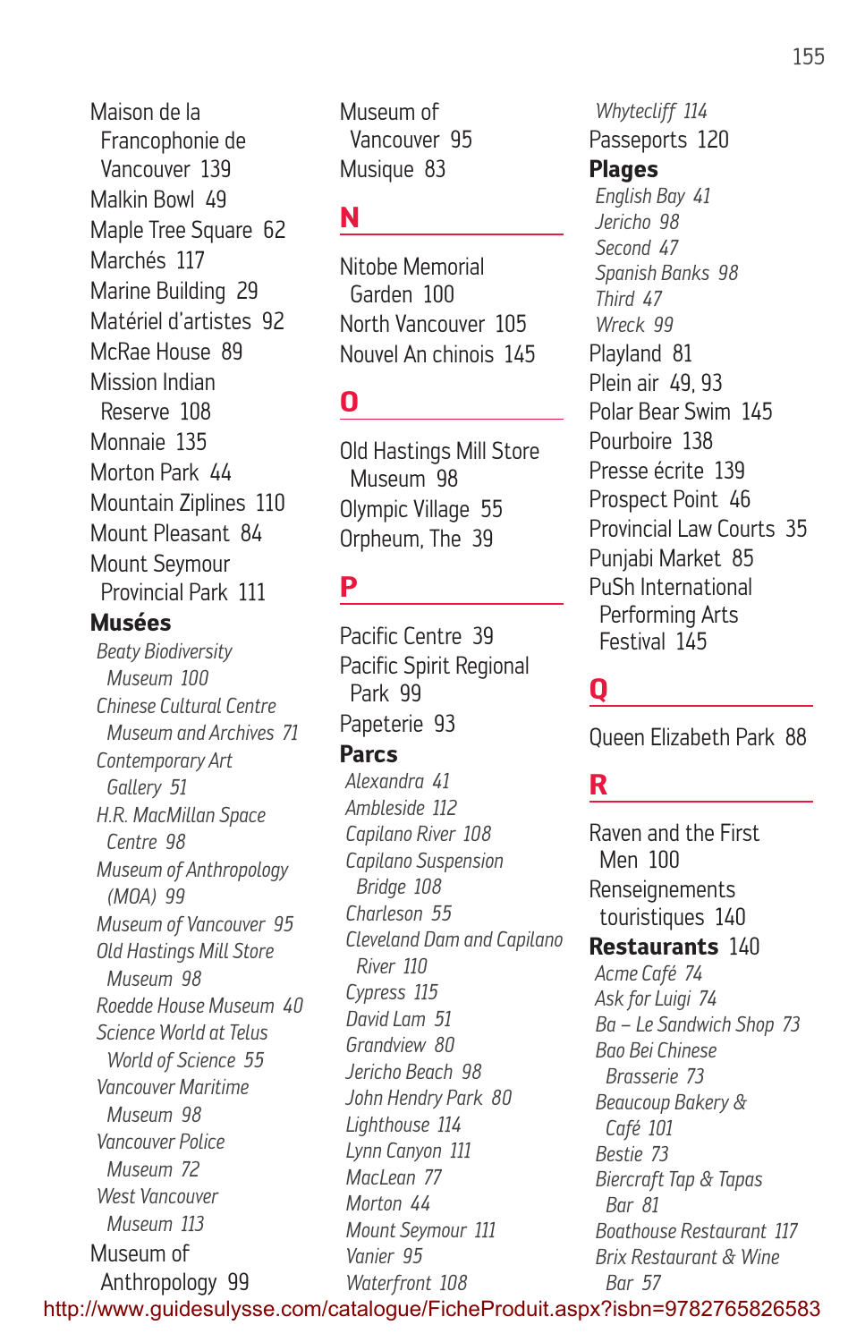Maison de la Francophonie de Vancouver 139
Malkin Bowl 49
Maple Tree Square 62
Marchés 117
Marine Building 29
Matériel d'artistes 92
McRae House 89
Mission Indian Reserve 108
Monnaie 135
Morton Park 44
Mountain Ziplines 110
Mount Pleasant 84
Mount Seymour Provincial Park 111

**Musées**

*Beaty Biodiversity Museum 100*
*Chinese Cultural Centre Museum and Archives 71*
*Contemporary Art Gallery 51*
*H.R. MacMillan Space Centre 98*
*Museum of Anthropology (MOA) 99*
*Museum of Vancouver 95*
*Old Hastings Mill Store Museum 98*
*Roedde House Museum 40*
*Science World at Telus World of Science 55*
*Vancouver Maritime Museum 98*
*Vancouver Police Museum 72*
*West Vancouver Museum 113*

Museum of Anthropology 99
Museum of Vancouver 95
Musique 83

## N

Nitobe Memorial Garden 100
North Vancouver 105
Nouvel An chinois 145

## O

Old Hastings Mill Store Museum 98
Olympic Village 55
Orpheum, The 39

## P

Pacific Centre 39
Pacific Spirit Regional Park 99
Papeterie 93

**Parcs**

*Alexandra 41*
*Ambleside 112*
*Capilano River 108*
*Capilano Suspension Bridge 108*
*Charleson 55*
*Cleveland Dam and Capilano River 110*
*Cypress 115*
*David Lam 51*
*Grandview 80*
*Jericho Beach 98*
*John Hendry Park 80*
*Lighthouse 114*
*Lynn Canyon 111*
*MacLean 77*
*Morton 44*
*Mount Seymour 111*
*Vanier 95*
*Waterfront 108*
*Whytecliff 114*

Passeports 120

**Plages**

*English Bay 41*
*Jericho 98*
*Second 47*
*Spanish Banks 98*
*Third 47*
*Wreck 99*

Playland 81
Plein air 49, 93
Polar Bear Swim 145
Pourboire 138
Presse écrite 139
Prospect Point 46
Provincial Law Courts 35
Punjabi Market 85
PuSh International Performing Arts Festival 145

## Q

Queen Elizabeth Park 88

## R

Raven and the First Men 100
Renseignements touristiques 140

**Restaurants** 140

*Acme Café 74*
*Ask for Luigi 74*
*Ba – Le Sandwich Shop 73*
*Bao Bei Chinese Brasserie 73*
*Beaucoup Bakery & Café 101*
*Bestie 73*
*Biercraft Tap & Tapas Bar 81*
*Boathouse Restaurant 117*
*Brix Restaurant & Wine Bar 57*

http://www.guidesulysse.com/catalogue/FicheProduit.aspx?isbn=9782765826583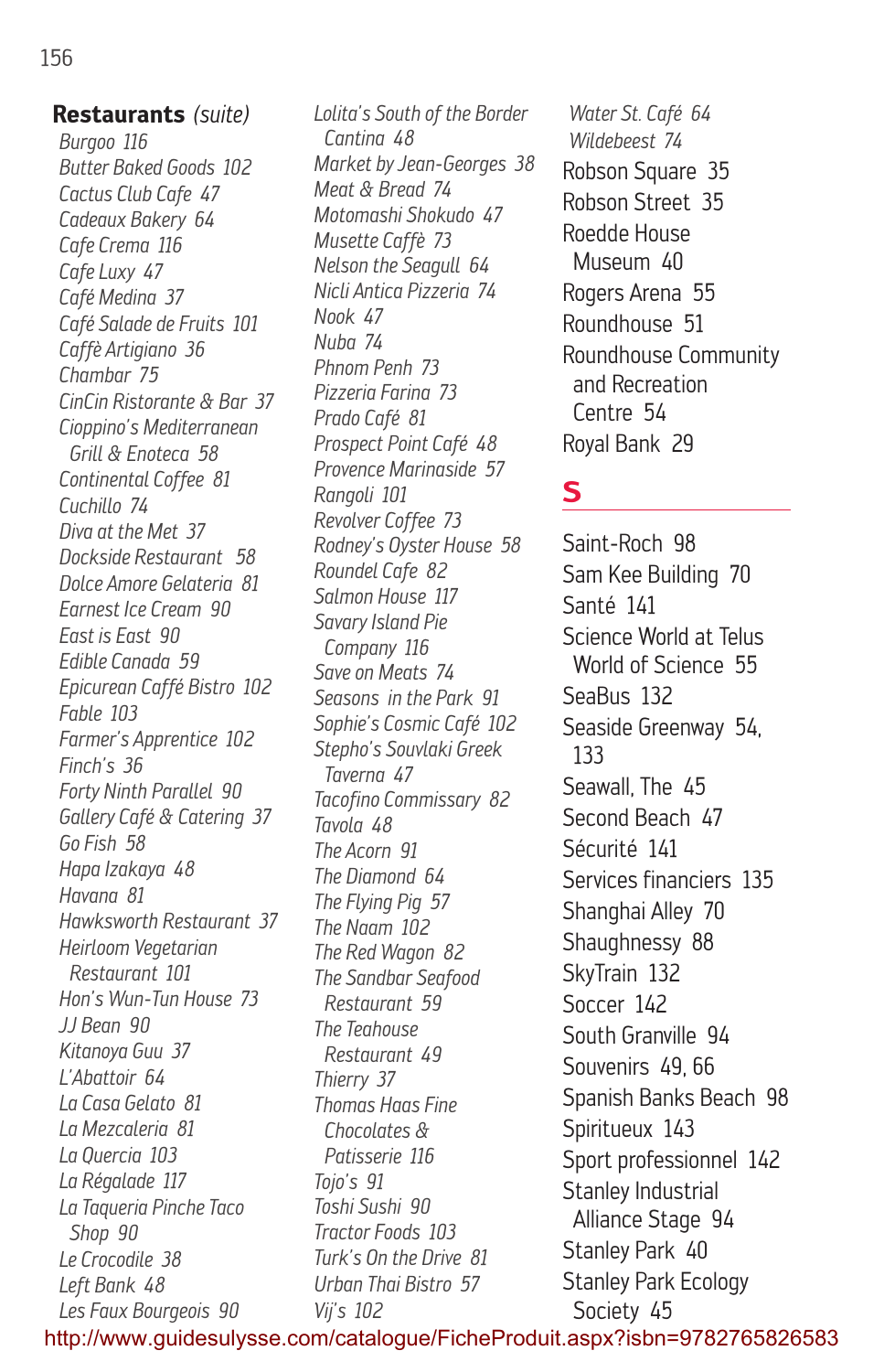**Restaurants** *(suite)*

*Burgoo 116*
*Butter Baked Goods 102*
*Cactus Club Cafe 47*
*Cadeaux Bakery 64*
*Cafe Crema 116*
*Cafe Luxy 47*
*Café Medina 37*
*Café Salade de Fruits 101*
*Caffè Artigiano 36*
*Chambar 75*
*CinCin Ristorante & Bar 37*
*Cioppino's Mediterranean Grill & Enoteca 58*
*Continental Coffee 81*
*Cuchillo 74*
*Diva at the Met 37*
*Dockside Restaurant 58*
*Dolce Amore Gelateria 81*
*Earnest Ice Cream 90*
*East is East 90*
*Edible Canada 59*
*Epicurean Caffé Bistro 102*
*Fable 103*
*Farmer's Apprentice 102*
*Finch's 36*
*Forty Ninth Parallel 90*
*Gallery Café & Catering 37*
*Go Fish 58*
*Hapa Izakaya 48*
*Havana 81*
*Hawksworth Restaurant 37*
*Heirloom Vegetarian Restaurant 101*
*Hon's Wun-Tun House 73*
*JJ Bean 90*
*Kitanoya Guu 37*
*L'Abattoir 64*
*La Casa Gelato 81*
*La Mezcaleria 81*
*La Quercia 103*
*La Régalade 117*
*La Taqueria Pinche Taco Shop 90*
*Le Crocodile 38*
*Left Bank 48*
*Les Faux Bourgeois 90*
*Lolita's South of the Border Cantina 48*
*Market by Jean-Georges 38*
*Meat & Bread 74*
*Motomashi Shokudo 47*
*Musette Caffè 73*
*Nelson the Seagull 64*
*Nicli Antica Pizzeria 74*
*Nook 47*
*Nuba 74*
*Phnom Penh 73*
*Pizzeria Farina 73*
*Prado Café 81*
*Prospect Point Café 48*
*Provence Marinaside 57*
*Rangoli 101*
*Revolver Coffee 73*
*Rodney's Oyster House 58*
*Roundel Cafe 82*
*Salmon House 117*
*Savary Island Pie Company 116*
*Save on Meats 74*
*Seasons in the Park 91*
*Sophie's Cosmic Café 102*
*Stepho's Souvlaki Greek Taverna 47*
*Tacofino Commissary 82*
*Tavola 48*
*The Acorn 91*
*The Diamond 64*
*The Flying Pig 57*
*The Naam 102*
*The Red Wagon 82*
*The Sandbar Seafood Restaurant 59*
*The Teahouse Restaurant 49*
*Thierry 37*
*Thomas Haas Fine Chocolates & Patisserie 116*
*Tojo's 91*
*Toshi Sushi 90*
*Tractor Foods 103*
*Turk's On the Drive 81*
*Urban Thai Bistro 57*
*Vij's 102*
*Water St. Café 64*
*Wildebeest 74*

Robson Square 35
Robson Street 35
Roedde House Museum 40
Rogers Arena 55
Roundhouse 51
Roundhouse Community and Recreation Centre 54
Royal Bank 29

## S

Saint-Roch 98
Sam Kee Building 70
Santé 141
Science World at Telus World of Science 55
SeaBus 132
Seaside Greenway 54, 133
Seawall, The 45
Second Beach 47
Sécurité 141
Services financiers 135
Shanghai Alley 70
Shaughnessy 88
SkyTrain 132
Soccer 142
South Granville 94
Souvenirs 49, 66
Spanish Banks Beach 98
Spiritueux 143
Sport professionnel 142
Stanley Industrial Alliance Stage 94
Stanley Park 40
Stanley Park Ecology Society 45

http://www.guidesulysse.com/catalogue/FicheProduit.aspx?isbn=9782765826583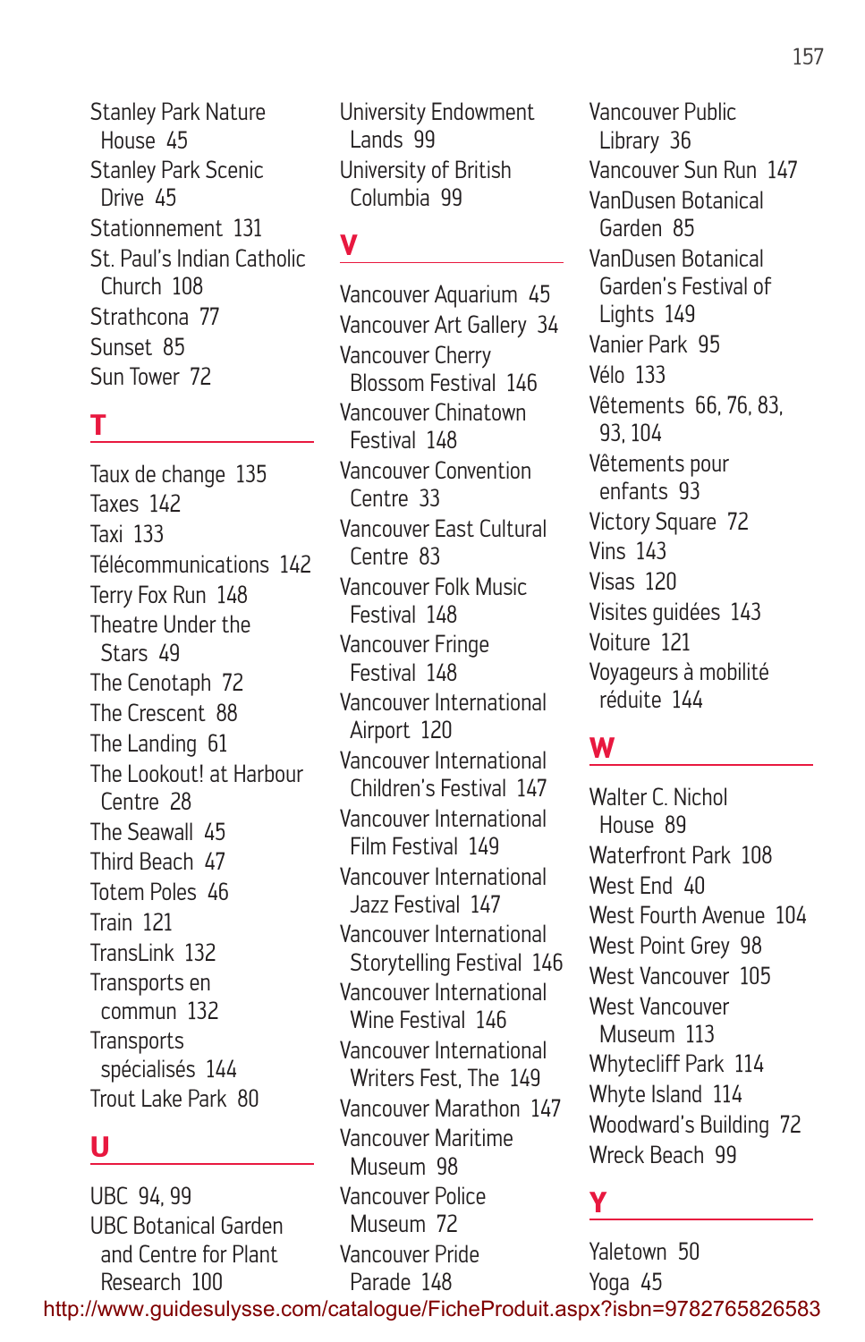Stanley Park Nature House 45
Stanley Park Scenic Drive 45
Stationnement 131
St. Paul's Indian Catholic Church 108
Strathcona 77
Sunset 85
Sun Tower 72

## T

Taux de change 135
Taxes 142
Taxi 133
Télécommunications 142
Terry Fox Run 148
Theatre Under the Stars 49
The Cenotaph 72
The Crescent 88
The Landing 61
The Lookout! at Harbour Centre 28
The Seawall 45
Third Beach 47
Totem Poles 46
Train 121
TransLink 132
Transports en commun 132
Transports spécialisés 144
Trout Lake Park 80

## U

UBC 94, 99
UBC Botanical Garden and Centre for Plant Research 100
University Endowment Lands 99
University of British Columbia 99

## V

Vancouver Aquarium 45
Vancouver Art Gallery 34
Vancouver Cherry Blossom Festival 146
Vancouver Chinatown Festival 148
Vancouver Convention Centre 33
Vancouver East Cultural Centre 83
Vancouver Folk Music Festival 148
Vancouver Fringe Festival 148
Vancouver International Airport 120
Vancouver International Children's Festival 147
Vancouver International Film Festival 149
Vancouver International Jazz Festival 147
Vancouver International Storytelling Festival 146
Vancouver International Wine Festival 146
Vancouver International Writers Fest, The 149
Vancouver Marathon 147
Vancouver Maritime Museum 98
Vancouver Police Museum 72
Vancouver Pride Parade 148
Vancouver Public Library 36
Vancouver Sun Run 147
VanDusen Botanical Garden 85
VanDusen Botanical Garden's Festival of Lights 149
Vanier Park 95
Vélo 133
Vêtements 66, 76, 83, 93, 104
Vêtements pour enfants 93
Victory Square 72
Vins 143
Visas 120
Visites guidées 143
Voiture 121
Voyageurs à mobilité réduite 144

## W

Walter C. Nichol House 89
Waterfront Park 108
West End 40
West Fourth Avenue 104
West Point Grey 98
West Vancouver 105
West Vancouver Museum 113
Whytecliff Park 114
Whyte Island 114
Woodward's Building 72
Wreck Beach 99

## Y

Yaletown 50
Yoga 45

http://www.guidesulysse.com/catalogue/FicheProduit.aspx?isbn=9782765826583